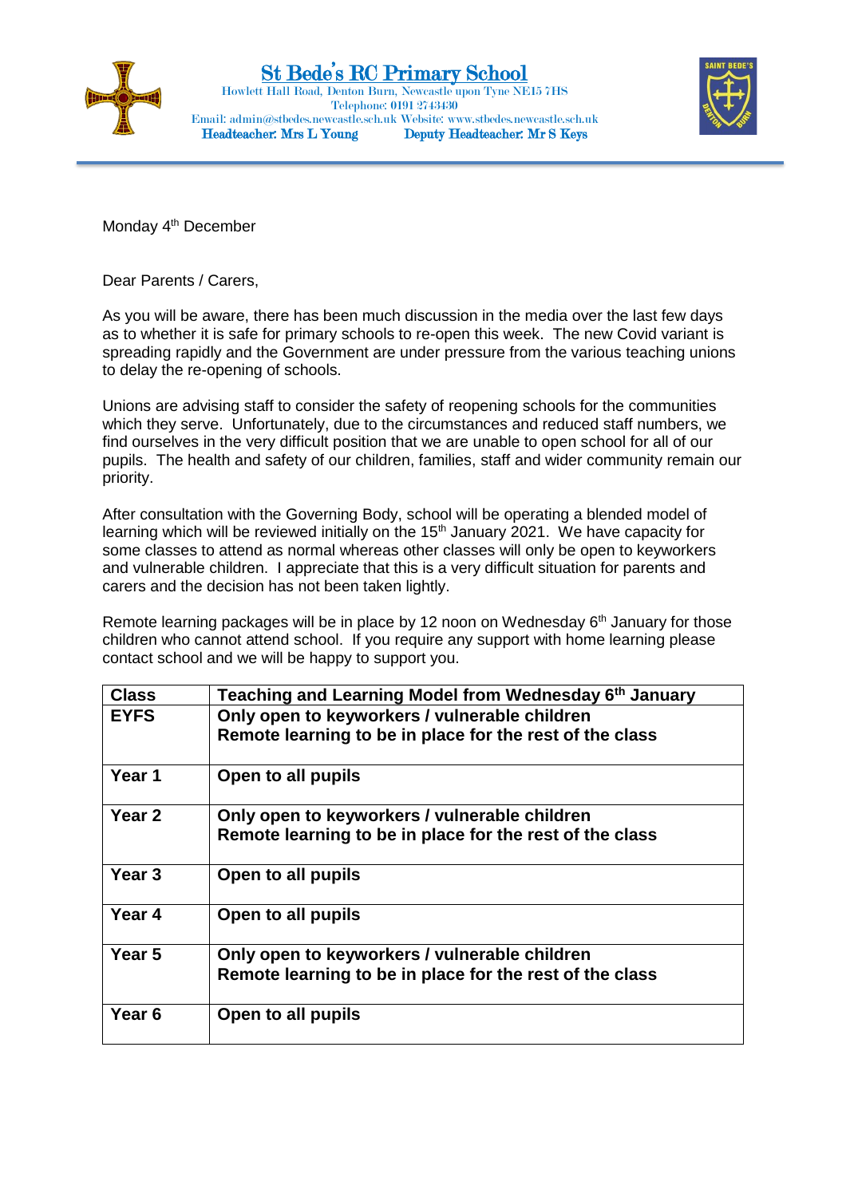# St Bede's RC Primary School

Howlett Hall Road, Denton Burn, Newcastle upon Tyne NE15 7HS
Telephone: 0191 2743430
Email: admin@stbedes.newcastle.sch.uk Website: www.stbedes.newcastle.sch.uk
**Headteacher: Mrs L Young** **Deputy Headteacher: Mr S Keys**

Monday 4th December

Dear Parents / Carers,

As you will be aware, there has been much discussion in the media over the last few days as to whether it is safe for primary schools to re-open this week. The new Covid variant is spreading rapidly and the Government are under pressure from the various teaching unions to delay the re-opening of schools.

Unions are advising staff to consider the safety of reopening schools for the communities which they serve. Unfortunately, due to the circumstances and reduced staff numbers, we find ourselves in the very difficult position that we are unable to open school for all of our pupils. The health and safety of our children, families, staff and wider community remain our priority.

After consultation with the Governing Body, school will be operating a blended model of learning which will be reviewed initially on the 15th January 2021. We have capacity for some classes to attend as normal whereas other classes will only be open to keyworkers and vulnerable children. I appreciate that this is a very difficult situation for parents and carers and the decision has not been taken lightly.

Remote learning packages will be in place by 12 noon on Wednesday 6th January for those children who cannot attend school. If you require any support with home learning please contact school and we will be happy to support you.

| **Class** | **Teaching and Learning Model from Wednesday 6th January** |
|---|---|
| **EYFS** | **Only open to keyworkers / vulnerable children**<br>**Remote learning to be in place for the rest of the class** |
| **Year 1** | **Open to all pupils** |
| **Year 2** | **Only open to keyworkers / vulnerable children**<br>**Remote learning to be in place for the rest of the class** |
| **Year 3** | **Open to all pupils** |
| **Year 4** | **Open to all pupils** |
| **Year 5** | **Only open to keyworkers / vulnerable children**<br>**Remote learning to be in place for the rest of the class** |
| **Year 6** | **Open to all pupils** |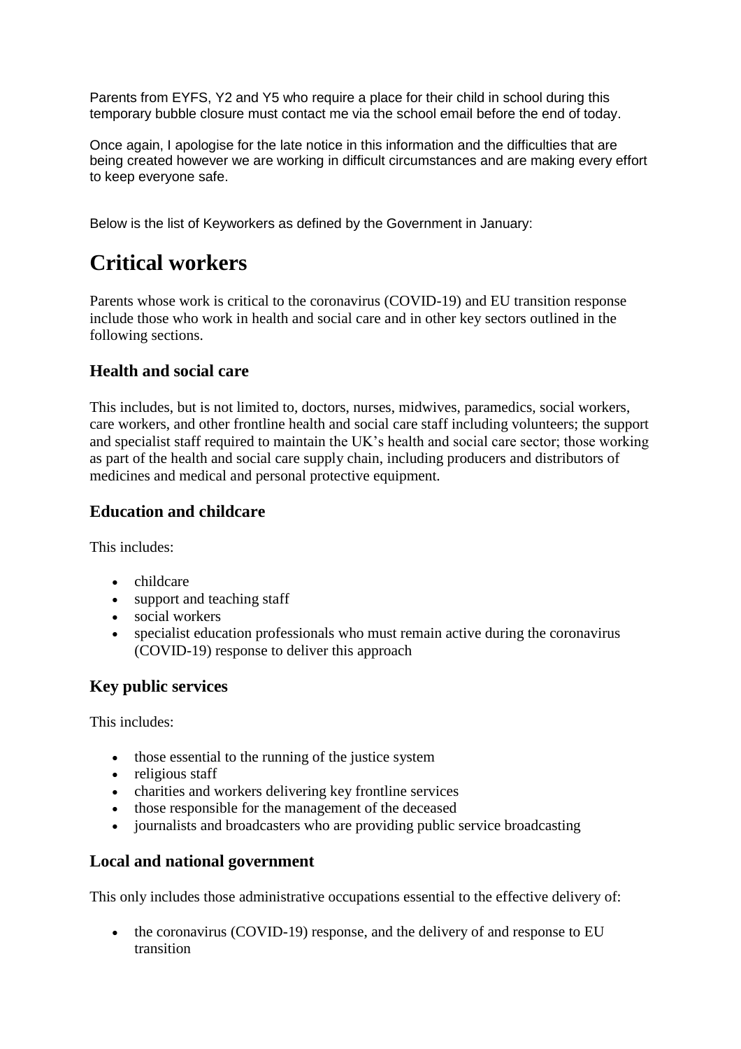Parents from EYFS, Y2 and Y5 who require a place for their child in school during this temporary bubble closure must contact me via the school email before the end of today.

Once again, I apologise for the late notice in this information and the difficulties that are being created however we are working in difficult circumstances and are making every effort to keep everyone safe.

Below is the list of Keyworkers as defined by the Government in January:

# Critical workers

Parents whose work is critical to the coronavirus (COVID-19) and EU transition response include those who work in health and social care and in other key sectors outlined in the following sections.

## Health and social care

This includes, but is not limited to, doctors, nurses, midwives, paramedics, social workers, care workers, and other frontline health and social care staff including volunteers; the support and specialist staff required to maintain the UK's health and social care sector; those working as part of the health and social care supply chain, including producers and distributors of medicines and medical and personal protective equipment.

## Education and childcare

This includes:

- childcare
- support and teaching staff
- social workers
- specialist education professionals who must remain active during the coronavirus (COVID-19) response to deliver this approach

## Key public services

This includes:

- those essential to the running of the justice system
- religious staff
- charities and workers delivering key frontline services
- those responsible for the management of the deceased
- journalists and broadcasters who are providing public service broadcasting

## Local and national government

This only includes those administrative occupations essential to the effective delivery of:

- the coronavirus (COVID-19) response, and the delivery of and response to EU transition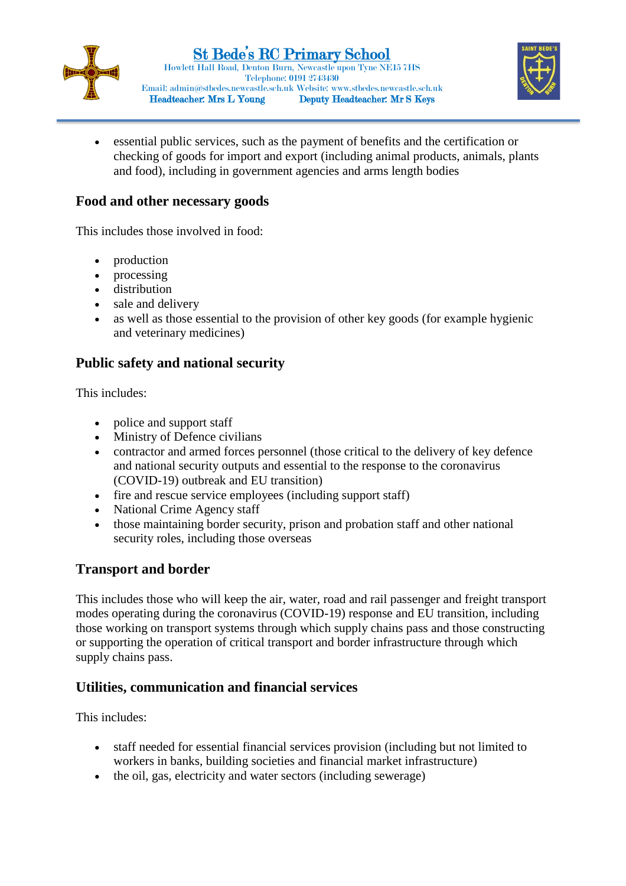- essential public services, such as the payment of benefits and the certification or checking of goods for import and export (including animal products, animals, plants and food), including in government agencies and arms length bodies

### Food and other necessary goods

This includes those involved in food:

- production
- processing
- distribution
- sale and delivery
- as well as those essential to the provision of other key goods (for example hygienic and veterinary medicines)

### Public safety and national security

This includes:

- police and support staff
- Ministry of Defence civilians
- contractor and armed forces personnel (those critical to the delivery of key defence and national security outputs and essential to the response to the coronavirus (COVID-19) outbreak and EU transition)
- fire and rescue service employees (including support staff)
- National Crime Agency staff
- those maintaining border security, prison and probation staff and other national security roles, including those overseas

### Transport and border

This includes those who will keep the air, water, road and rail passenger and freight transport modes operating during the coronavirus (COVID-19) response and EU transition, including those working on transport systems through which supply chains pass and those constructing or supporting the operation of critical transport and border infrastructure through which supply chains pass.

### Utilities, communication and financial services

This includes:

- staff needed for essential financial services provision (including but not limited to workers in banks, building societies and financial market infrastructure)
- the oil, gas, electricity and water sectors (including sewerage)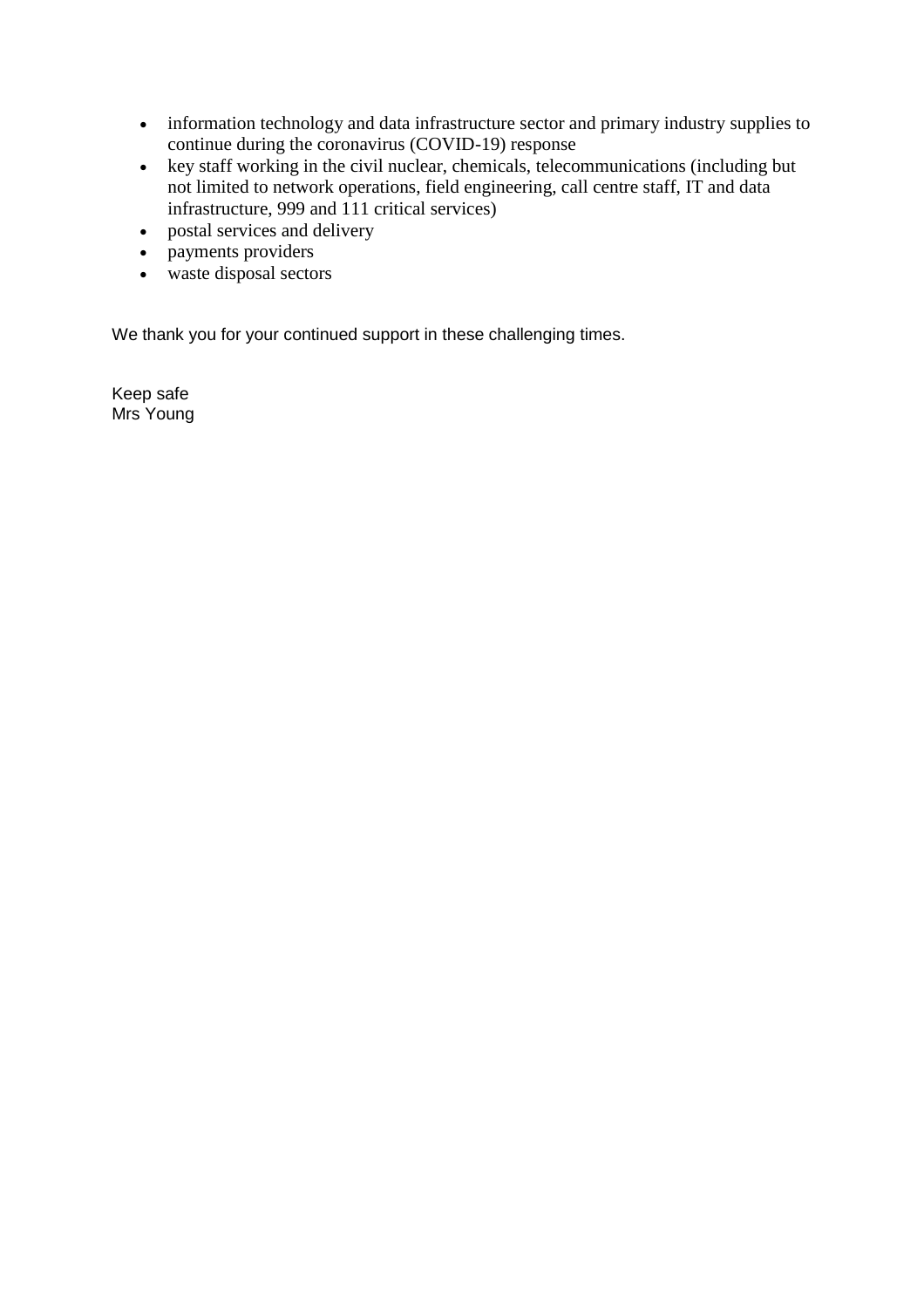- information technology and data infrastructure sector and primary industry supplies to continue during the coronavirus (COVID-19) response
- key staff working in the civil nuclear, chemicals, telecommunications (including but not limited to network operations, field engineering, call centre staff, IT and data infrastructure, 999 and 111 critical services)
- postal services and delivery
- payments providers
- waste disposal sectors

We thank you for your continued support in these challenging times.

Keep safe
Mrs Young